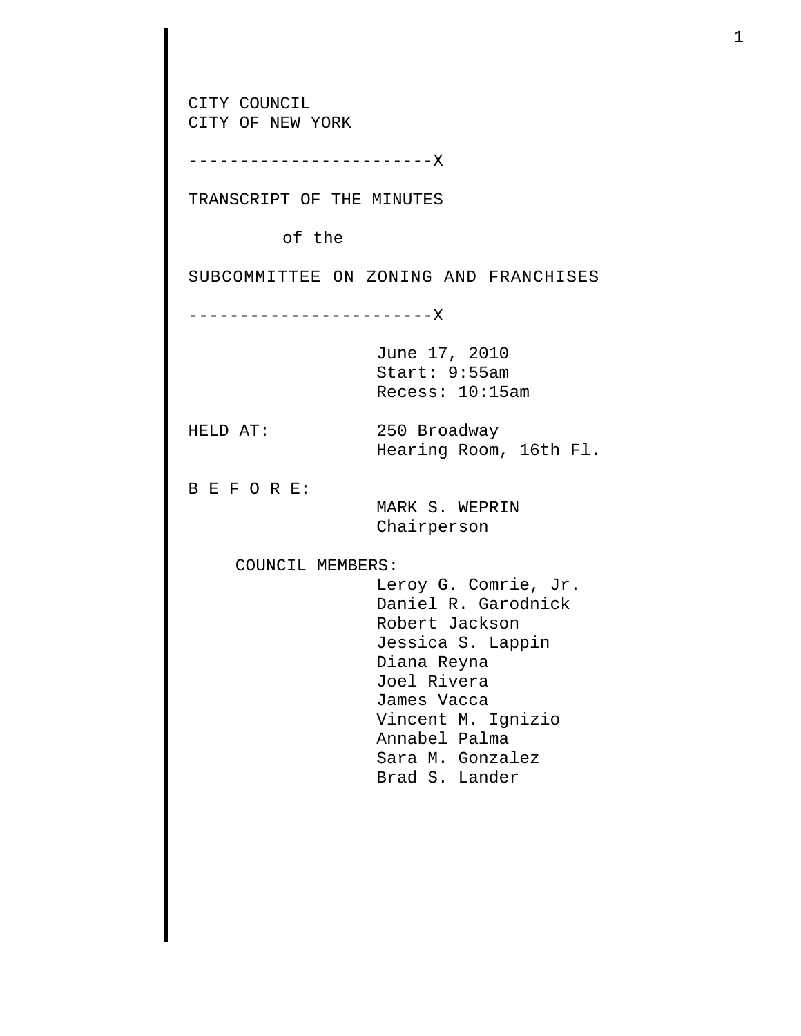CITY COUNCIL
CITY OF NEW YORK

------------------------X

TRANSCRIPT OF THE MINUTES

of the

SUBCOMMITTEE ON ZONING AND FRANCHISES

------------------------X

June 17, 2010
Start: 9:55am
Recess: 10:15am

HELD AT: 250 Broadway
Hearing Room, 16th Fl.

B E F O R E:

MARK S. WEPRIN
Chairperson

COUNCIL MEMBERS:

Leroy G. Comrie, Jr.
Daniel R. Garodnick
Robert Jackson
Jessica S. Lappin
Diana Reyna
Joel Rivera
James Vacca
Vincent M. Ignizio
Annabel Palma
Sara M. Gonzalez
Brad S. Lander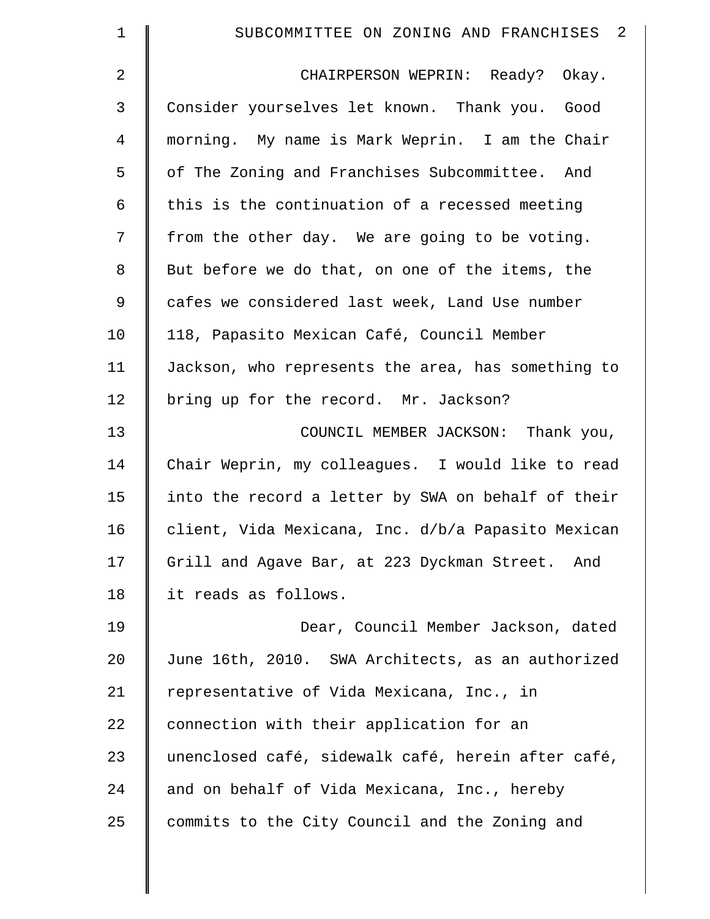CHAIRPERSON WEPRIN: Ready? Okay. Consider yourselves let known. Thank you. Good morning. My name is Mark Weprin. I am the Chair of The Zoning and Franchises Subcommittee. And this is the continuation of a recessed meeting from the other day. We are going to be voting. But before we do that, on one of the items, the cafes we considered last week, Land Use number 118, Papasito Mexican Café, Council Member Jackson, who represents the area, has something to bring up for the record. Mr. Jackson?

COUNCIL MEMBER JACKSON: Thank you, Chair Weprin, my colleagues. I would like to read into the record a letter by SWA on behalf of their client, Vida Mexicana, Inc. d/b/a Papasito Mexican Grill and Agave Bar, at 223 Dyckman Street. And it reads as follows.

Dear, Council Member Jackson, dated June 16th, 2010. SWA Architects, as an authorized representative of Vida Mexicana, Inc., in connection with their application for an unenclosed café, sidewalk café, herein after café, and on behalf of Vida Mexicana, Inc., hereby commits to the City Council and the Zoning and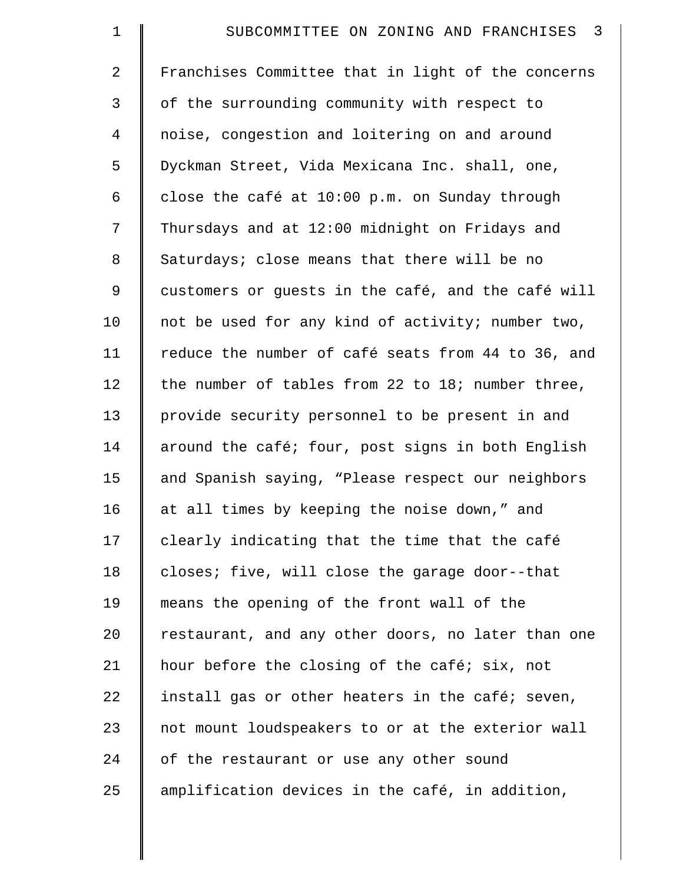Franchises Committee that in light of the concerns of the surrounding community with respect to noise, congestion and loitering on and around Dyckman Street, Vida Mexicana Inc. shall, one, close the café at 10:00 p.m. on Sunday through Thursdays and at 12:00 midnight on Fridays and Saturdays; close means that there will be no customers or guests in the café, and the café will not be used for any kind of activity; number two, reduce the number of café seats from 44 to 36, and the number of tables from 22 to 18; number three, provide security personnel to be present in and around the café; four, post signs in both English and Spanish saying, “Please respect our neighbors at all times by keeping the noise down,” and clearly indicating that the time that the café closes; five, will close the garage door--that means the opening of the front wall of the restaurant, and any other doors, no later than one hour before the closing of the café; six, not install gas or other heaters in the café; seven, not mount loudspeakers to or at the exterior wall of the restaurant or use any other sound amplification devices in the café, in addition,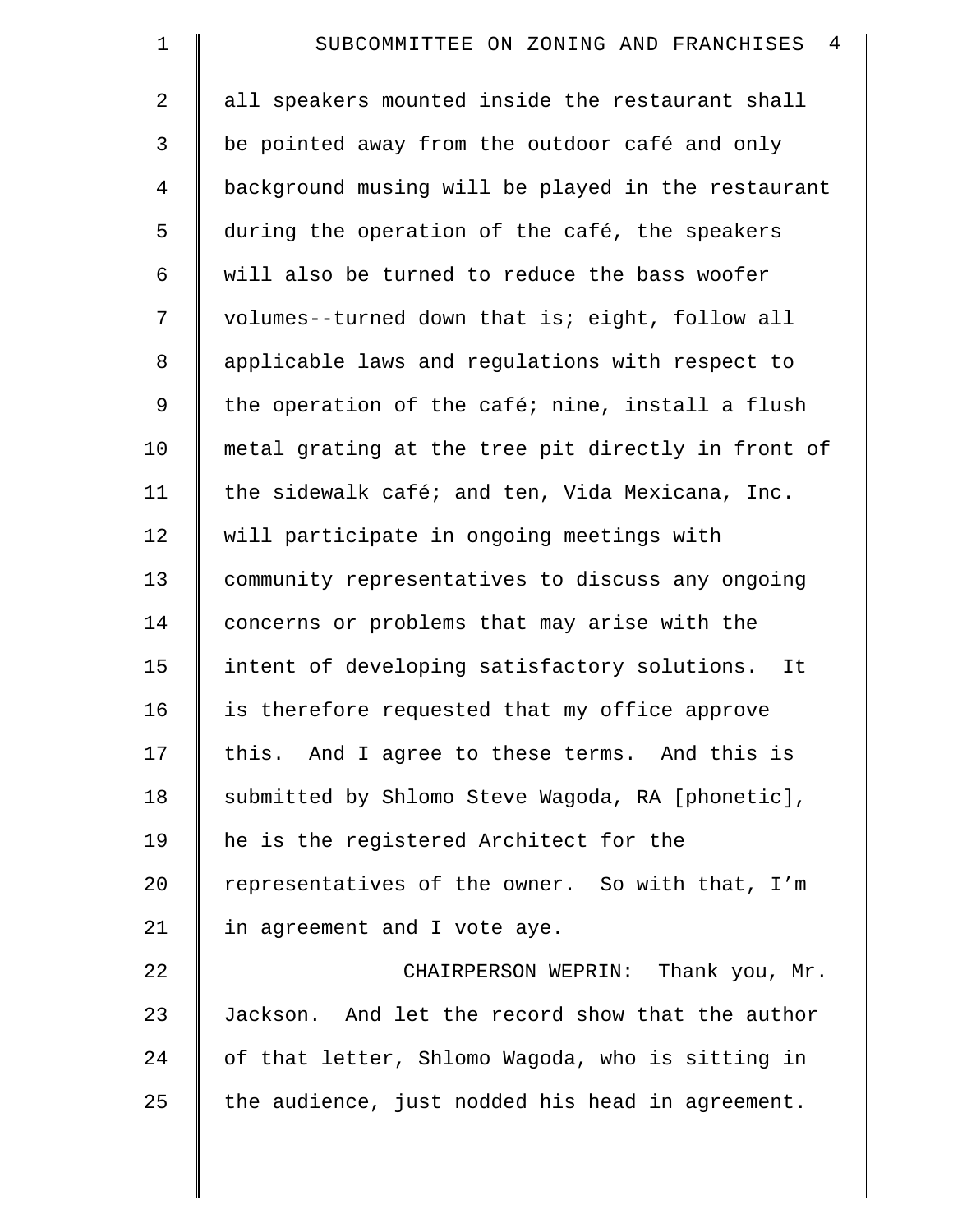all speakers mounted inside the restaurant shall be pointed away from the outdoor café and only background musing will be played in the restaurant during the operation of the café, the speakers will also be turned to reduce the bass woofer volumes--turned down that is; eight, follow all applicable laws and regulations with respect to the operation of the café; nine, install a flush metal grating at the tree pit directly in front of the sidewalk café; and ten, Vida Mexicana, Inc. will participate in ongoing meetings with community representatives to discuss any ongoing concerns or problems that may arise with the intent of developing satisfactory solutions. It is therefore requested that my office approve this. And I agree to these terms. And this is submitted by Shlomo Steve Wagoda, RA [phonetic], he is the registered Architect for the representatives of the owner. So with that, I'm in agreement and I vote aye.

CHAIRPERSON WEPRIN: Thank you, Mr. Jackson. And let the record show that the author of that letter, Shlomo Wagoda, who is sitting in the audience, just nodded his head in agreement.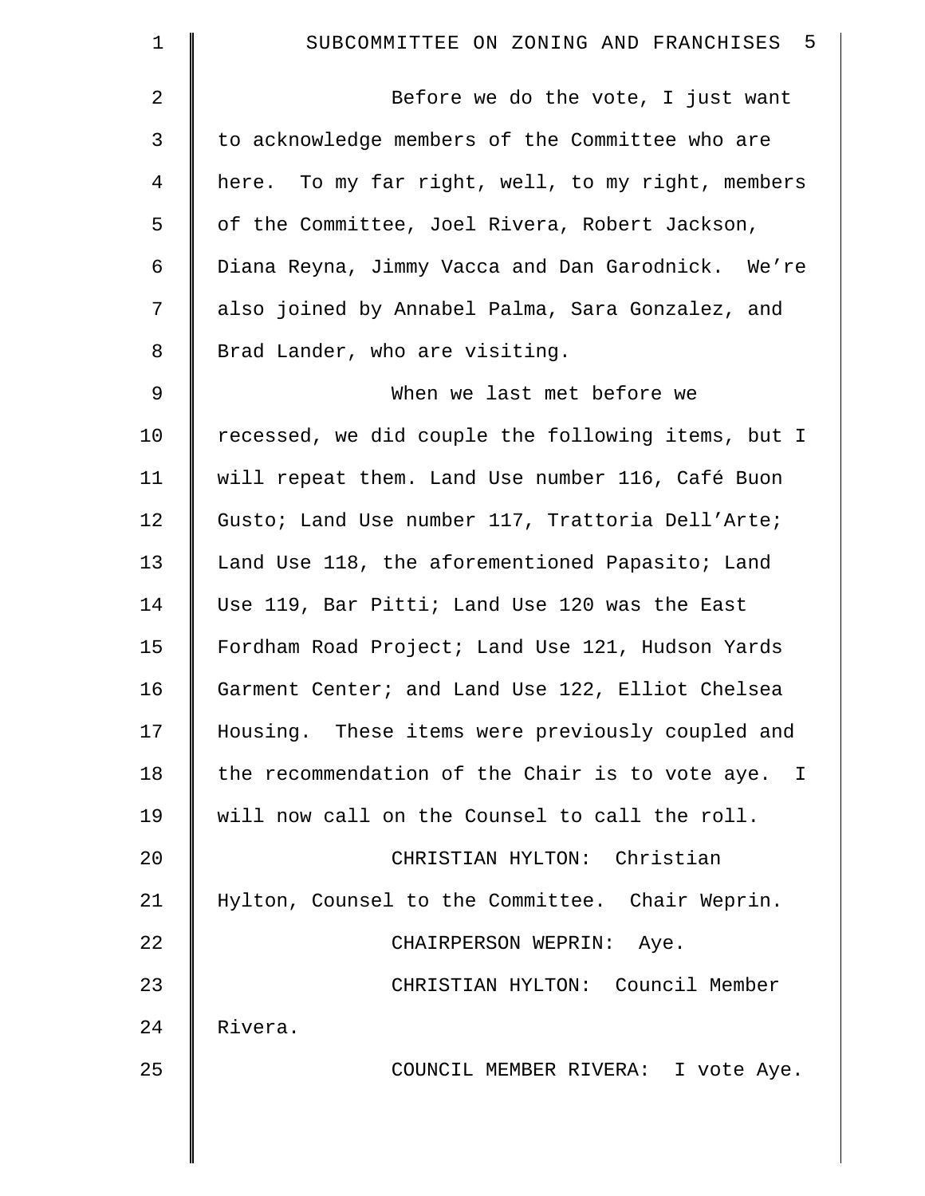Before we do the vote, I just want to acknowledge members of the Committee who are here. To my far right, well, to my right, members of the Committee, Joel Rivera, Robert Jackson, Diana Reyna, Jimmy Vacca and Dan Garodnick. We're also joined by Annabel Palma, Sara Gonzalez, and Brad Lander, who are visiting.

When we last met before we recessed, we did couple the following items, but I will repeat them. Land Use number 116, Café Buon Gusto; Land Use number 117, Trattoria Dell'Arte; Land Use 118, the aforementioned Papasito; Land Use 119, Bar Pitti; Land Use 120 was the East Fordham Road Project; Land Use 121, Hudson Yards Garment Center; and Land Use 122, Elliot Chelsea Housing. These items were previously coupled and the recommendation of the Chair is to vote aye. I will now call on the Counsel to call the roll.

CHRISTIAN HYLTON: Christian Hylton, Counsel to the Committee. Chair Weprin.

CHAIRPERSON WEPRIN: Aye.

CHRISTIAN HYLTON: Council Member Rivera.

COUNCIL MEMBER RIVERA: I vote Aye.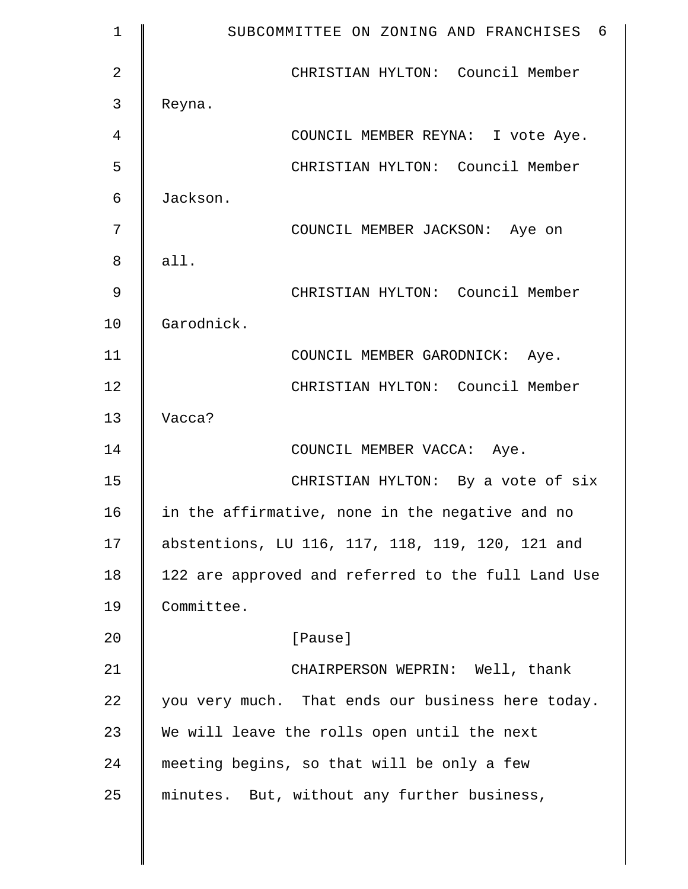CHRISTIAN HYLTON: Council Member Reyna.

COUNCIL MEMBER REYNA: I vote Aye.

CHRISTIAN HYLTON: Council Member Jackson.

COUNCIL MEMBER JACKSON: Aye on all.

CHRISTIAN HYLTON: Council Member Garodnick.

COUNCIL MEMBER GARODNICK: Aye.

CHRISTIAN HYLTON: Council Member Vacca?

COUNCIL MEMBER VACCA: Aye.

CHRISTIAN HYLTON: By a vote of six in the affirmative, none in the negative and no abstentions, LU 116, 117, 118, 119, 120, 121 and 122 are approved and referred to the full Land Use Committee.

[Pause]

CHAIRPERSON WEPRIN: Well, thank you very much. That ends our business here today. We will leave the rolls open until the next meeting begins, so that will be only a few minutes. But, without any further business,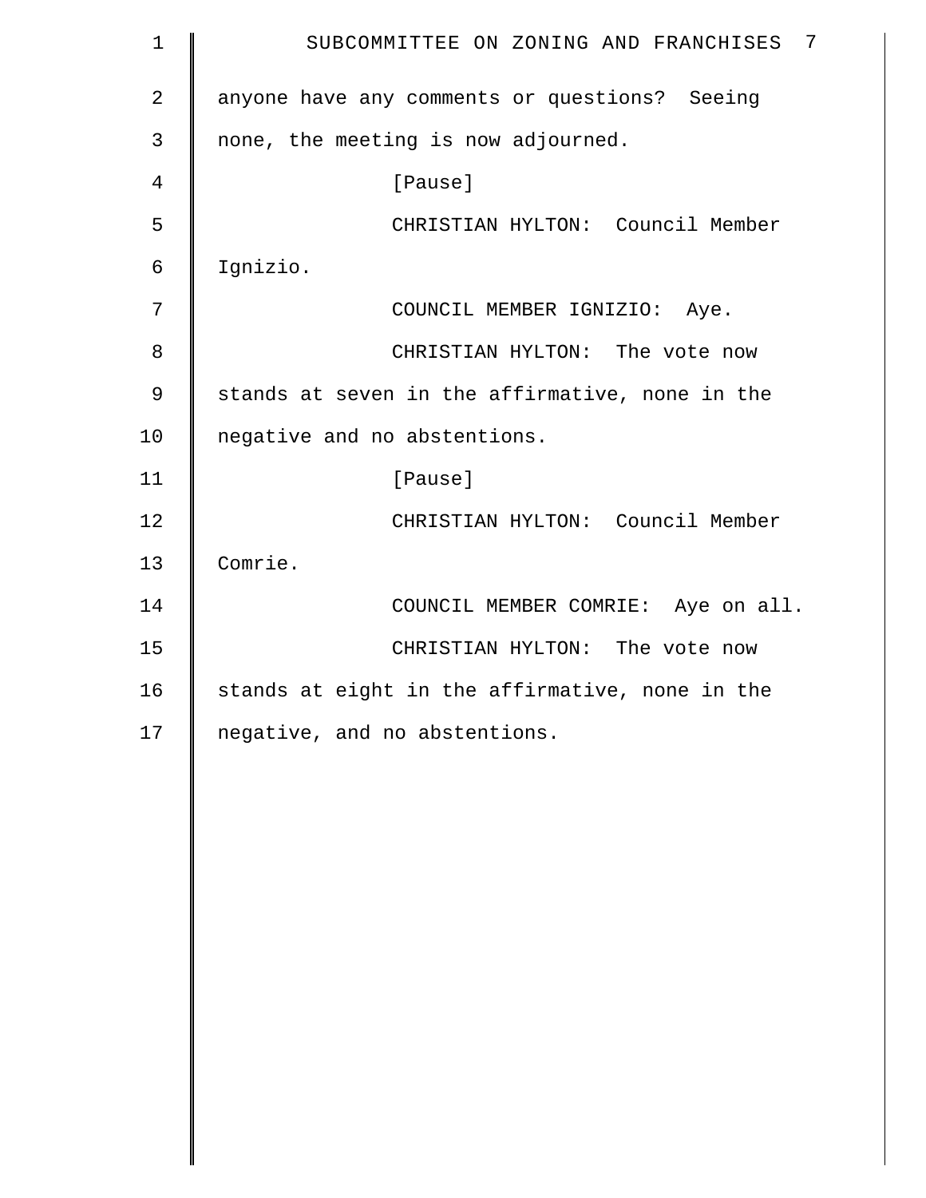anyone have any comments or questions? Seeing none, the meeting is now adjourned.

[Pause]

CHRISTIAN HYLTON: Council Member Ignizio.

COUNCIL MEMBER IGNIZIO: Aye.

CHRISTIAN HYLTON: The vote now stands at seven in the affirmative, none in the negative and no abstentions.

[Pause]

CHRISTIAN HYLTON: Council Member Comrie.

COUNCIL MEMBER COMRIE: Aye on all.

CHRISTIAN HYLTON: The vote now stands at eight in the affirmative, none in the negative, and no abstentions.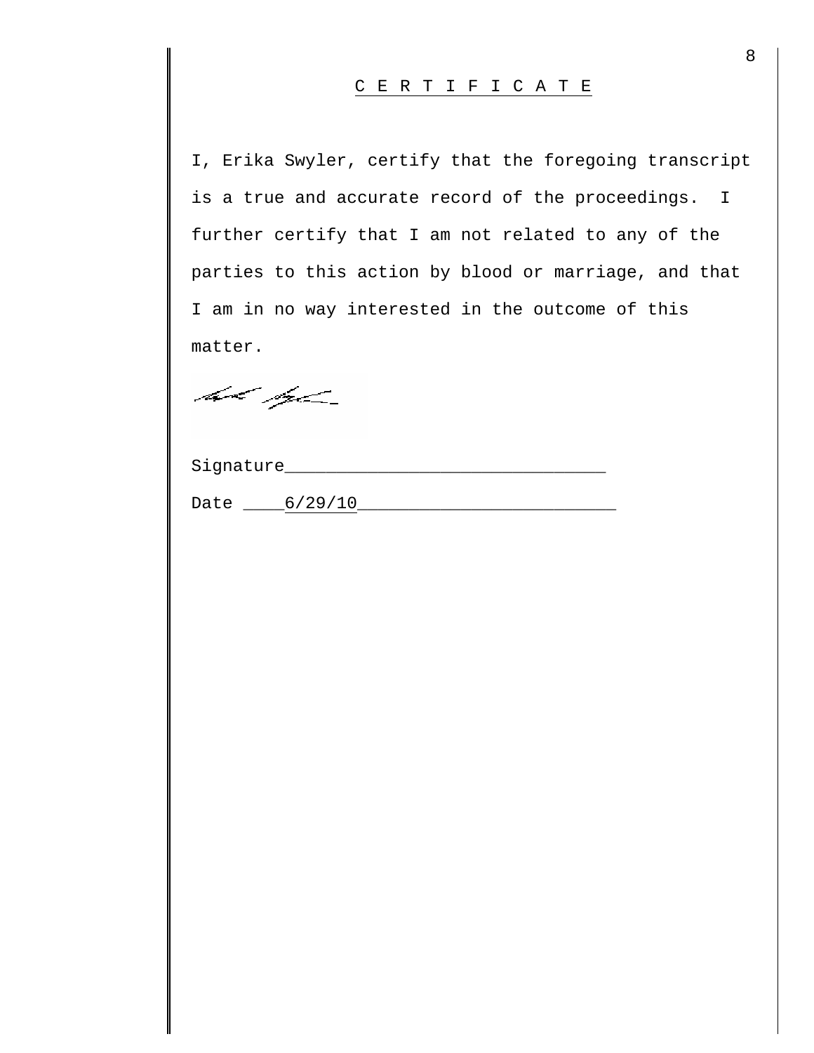# C E R T I F I C A T E

I, Erika Swyler, certify that the foregoing transcript is a true and accurate record of the proceedings. I further certify that I am not related to any of the parties to this action by blood or marriage, and that I am in no way interested in the outcome of this matter.

Signature________________________________

Date ____6/29/10_________________________